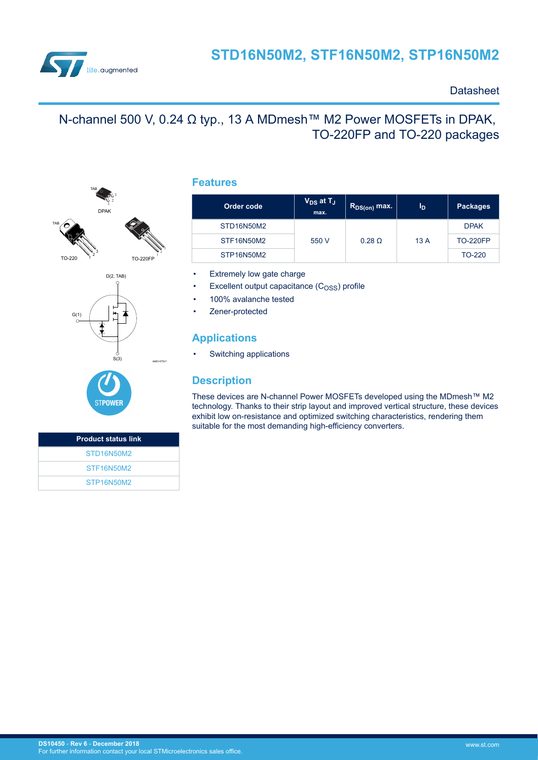# STD16N50M2, STF16N50M2, STP16N50M2

Datasheet

## N-channel 500 V, 0.24 Ω typ., 13 A MDmesh™ M2 Power MOSFETs in DPAK, TO-220FP and TO-220 packages

TAB
DPAK
TAB
TO-220
TO-220FP

D(2, TAB)
G(1)
S(3)

AM01475V1

STPOWER

| Product status link |
|---|
| STD16N50M2 |
| STF16N50M2 |
| STP16N50M2 |

## Features

| Order code | $V_{DS}$ at $T_J$ max. | $R_{DS(on)}$ max. | $I_D$ | Packages |
|---|---|---|---|---|
| STD16N50M2 | 550 V | 0.28 Ω | 13 A | DPAK |
| STF16N50M2 | | | | TO-220FP |
| STP16N50M2 | | | | TO-220 |

- Extremely low gate charge
- Excellent output capacitance ($C_{OSS}$) profile
- 100% avalanche tested
- Zener-protected

## Applications

- Switching applications

## Description

These devices are N-channel Power MOSFETs developed using the MDmesh™ M2 technology. Thanks to their strip layout and improved vertical structure, these devices exhibit low on-resistance and optimized switching characteristics, rendering them suitable for the most demanding high-efficiency converters.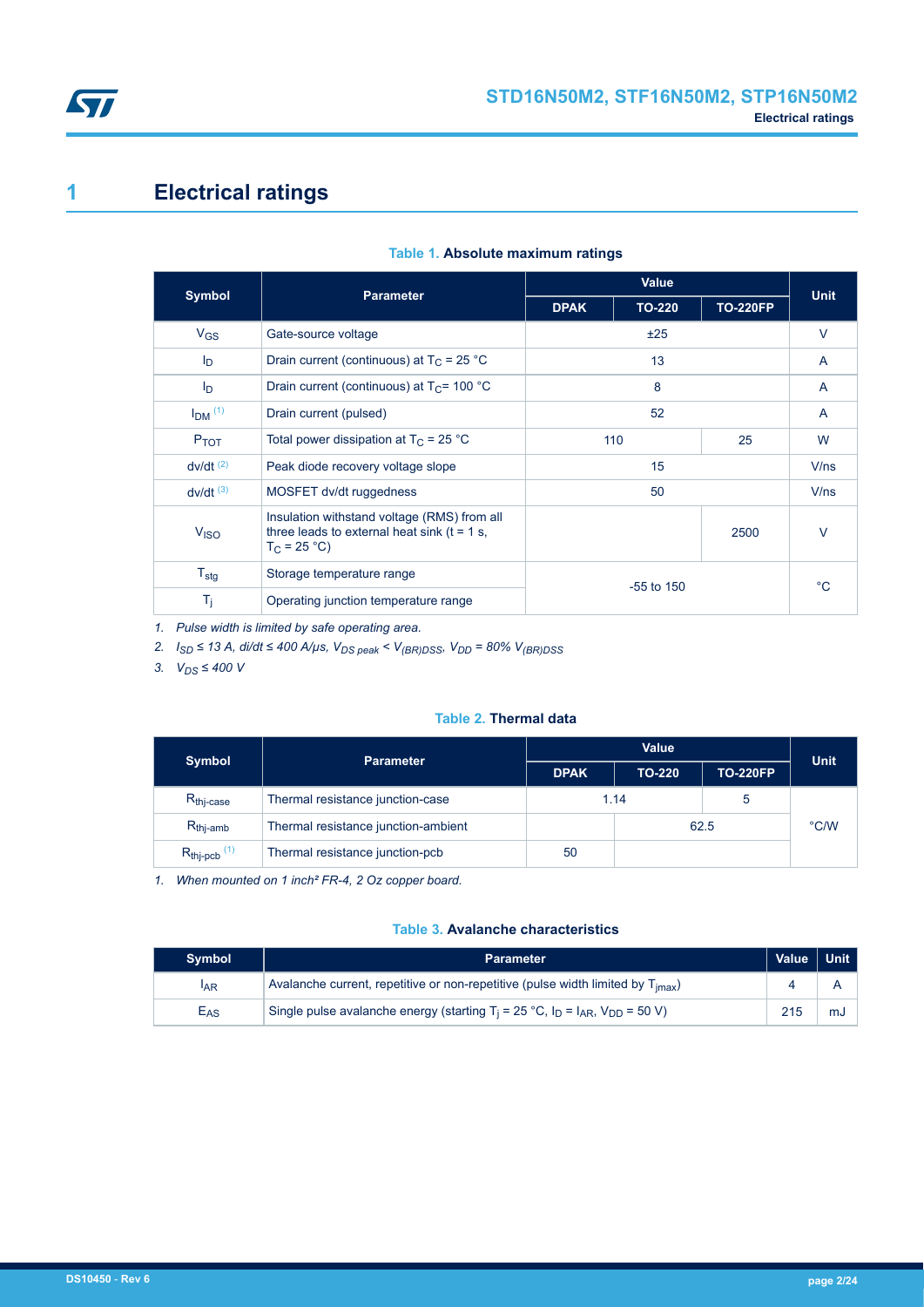# 1 Electrical ratings

**Table 1. Absolute maximum ratings**

| Symbol | Parameter | Value | | | Unit |
|---|---|---|---|---|---|
| | | DPAK | TO-220 | TO-220FP | |
| $V_{GS}$ | Gate-source voltage | ±25 | | | V |
| $I_D$ | Drain current (continuous) at $T_C$ = 25 °C | 13 | | | A |
| $I_D$ | Drain current (continuous) at $T_C$= 100 °C | 8 | | | A |
| $I_{DM}$ [(1)] | Drain current (pulsed) | 52 | | | A |
| $P_{TOT}$ | Total power dissipation at $T_C$ = 25 °C | 110 | | 25 | W |
| dv/dt [(2)] | Peak diode recovery voltage slope | 15 | | | V/ns |
| dv/dt [(3)] | MOSFET dv/dt ruggedness | 50 | | | V/ns |
| $V_{ISO}$ | Insulation withstand voltage (RMS) from all three leads to external heat sink (t = 1 s, $T_C$ = 25 °C) | | | 2500 | V |
| $T_{stg}$ | Storage temperature range | -55 to 150 | | | °C |
| $T_j$ | Operating junction temperature range | | | | |

1. *Pulse width is limited by safe operating area.*
2. *$I_{SD}$ ≤ 13 A, di/dt ≤ 400 A/μs, $V_{DS\ peak}$ < $V_{(BR)DSS}$, $V_{DD}$ = 80% $V_{(BR)DSS}$*
3. *$V_{DS}$ ≤ 400 V*

**Table 2. Thermal data**

| Symbol | Parameter | Value | | | Unit |
|---|---|---|---|---|---|
| | | DPAK | TO-220 | TO-220FP | |
| $R_{thj\text{-}case}$ | Thermal resistance junction-case | 1.14 | | 5 | °C/W |
| $R_{thj\text{-}amb}$ | Thermal resistance junction-ambient | | 62.5 | | |
| $R_{thj\text{-}pcb}$ [(1)] | Thermal resistance junction-pcb | 50 | | | |

1. *When mounted on 1 inch² FR-4, 2 Oz copper board.*

**Table 3. Avalanche characteristics**

| Symbol | Parameter | Value | Unit |
|---|---|---|---|
| $I_{AR}$ | Avalanche current, repetitive or non-repetitive (pulse width limited by $T_{jmax}$) | 4 | A |
| $E_{AS}$ | Single pulse avalanche energy (starting $T_j$ = 25 °C, $I_D$ = $I_{AR}$, $V_{DD}$ = 50 V) | 215 | mJ |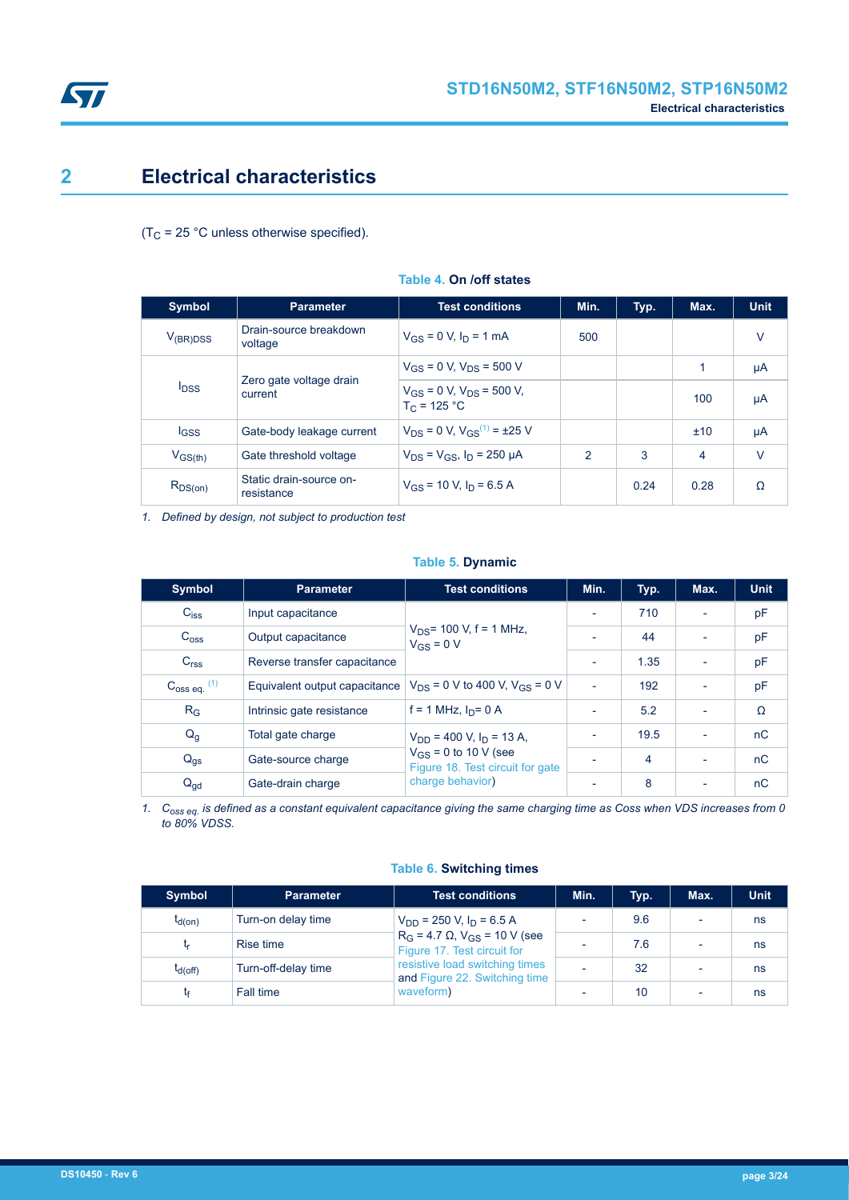## 2 Electrical characteristics

($T_C$ = 25 °C unless otherwise specified).

**Table 4. On /off states**

| Symbol | Parameter | Test conditions | Min. | Typ. | Max. | Unit |
|---|---|---|---|---|---|---|
| $V_{(BR)DSS}$ | Drain-source breakdown voltage | $V_{GS}$ = 0 V, $I_D$ = 1 mA | 500 | | | V |
| $I_{DSS}$ | Zero gate voltage drain current | $V_{GS}$ = 0 V, $V_{DS}$ = 500 V | | | 1 | µA |
| | | $V_{GS}$ = 0 V, $V_{DS}$ = 500 V, $T_C$ = 125 °C | | | 100 | µA |
| $I_{GSS}$ | Gate-body leakage current | $V_{DS}$ = 0 V, $V_{GS}$[1] = ±25 V | | | ±10 | µA |
| $V_{GS(th)}$ | Gate threshold voltage | $V_{DS}$ = $V_{GS}$, $I_D$ = 250 µA | 2 | 3 | 4 | V |
| $R_{DS(on)}$ | Static drain-source on-resistance | $V_{GS}$ = 10 V, $I_D$ = 6.5 A | | 0.24 | 0.28 | Ω |

*1. Defined by design, not subject to production test*

**Table 5. Dynamic**

| Symbol | Parameter | Test conditions | Min. | Typ. | Max. | Unit |
|---|---|---|---|---|---|---|
| $C_{iss}$ | Input capacitance | $V_{DS}$= 100 V, f = 1 MHz, $V_{GS}$ = 0 V | - | 710 | - | pF |
| $C_{oss}$ | Output capacitance | | - | 44 | - | pF |
| $C_{rss}$ | Reverse transfer capacitance | | - | 1.35 | - | pF |
| $C_{oss\ eq.}$ [1] | Equivalent output capacitance | $V_{DS}$ = 0 V to 400 V, $V_{GS}$ = 0 V | - | 192 | - | pF |
| $R_G$ | Intrinsic gate resistance | f = 1 MHz, $I_D$= 0 A | - | 5.2 | - | Ω |
| $Q_g$ | Total gate charge | $V_{DD}$ = 400 V, $I_D$ = 13 A, $V_{GS}$ = 0 to 10 V (see Figure 18. Test circuit for gate charge behavior) | - | 19.5 | - | nC |
| $Q_{gs}$ | Gate-source charge | | - | 4 | - | nC |
| $Q_{gd}$ | Gate-drain charge | | - | 8 | - | nC |

*1. $C_{oss\ eq.}$ is defined as a constant equivalent capacitance giving the same charging time as Coss when VDS increases from 0 to 80% VDSS.*

**Table 6. Switching times**

| Symbol | Parameter | Test conditions | Min. | Typ. | Max. | Unit |
|---|---|---|---|---|---|---|
| $t_{d(on)}$ | Turn-on delay time | $V_{DD}$ = 250 V, $I_D$ = 6.5 A $R_G$ = 4.7 Ω, $V_{GS}$ = 10 V (see Figure 17. Test circuit for resistive load switching times and Figure 22. Switching time waveform) | - | 9.6 | - | ns |
| $t_r$ | Rise time | | - | 7.6 | - | ns |
| $t_{d(off)}$ | Turn-off-delay time | | - | 32 | - | ns |
| $t_f$ | Fall time | | - | 10 | - | ns |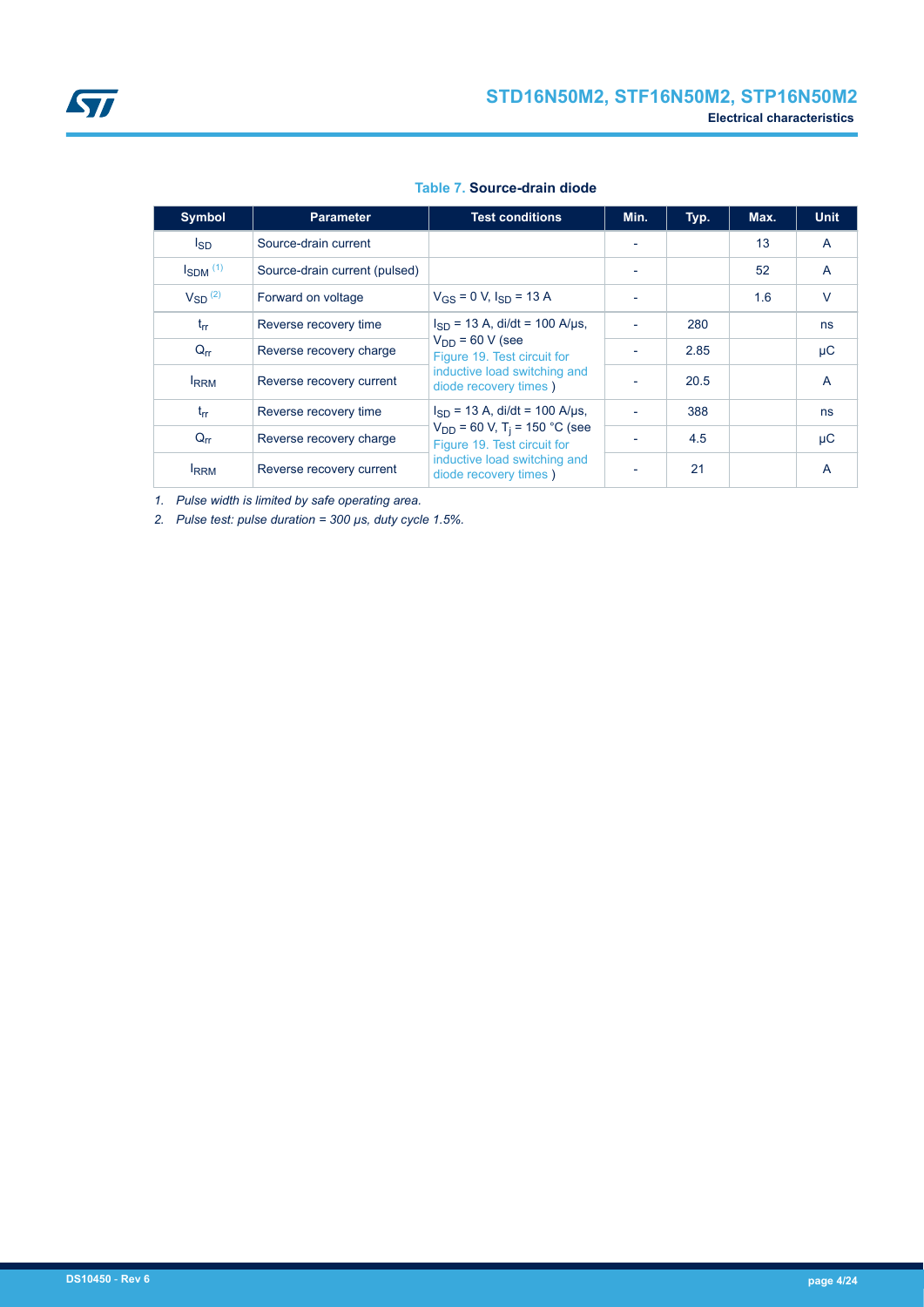**Table 7. Source-drain diode**

| Symbol | Parameter | Test conditions | Min. | Typ. | Max. | Unit |
|---|---|---|---|---|---|---|
| $I_{SD}$ | Source-drain current | | - | | 13 | A |
| $I_{SDM}$ [(1)] | Source-drain current (pulsed) | | - | | 52 | A |
| $V_{SD}$ [(2)] | Forward on voltage | $V_{GS}$ = 0 V, $I_{SD}$ = 13 A | - | | 1.6 | V |
| $t_{rr}$ | Reverse recovery time | $I_{SD}$ = 13 A, di/dt = 100 A/µs, $V_{DD}$ = 60 V (see Figure 19. Test circuit for inductive load switching and diode recovery times ) | - | 280 | | ns |
| $Q_{rr}$ | Reverse recovery charge | | - | 2.85 | | µC |
| $I_{RRM}$ | Reverse recovery current | | - | 20.5 | | A |
| $t_{rr}$ | Reverse recovery time | $I_{SD}$ = 13 A, di/dt = 100 A/µs, $V_{DD}$ = 60 V, $T_j$ = 150 °C (see Figure 19. Test circuit for inductive load switching and diode recovery times ) | - | 388 | | ns |
| $Q_{rr}$ | Reverse recovery charge | | - | 4.5 | | µC |
| $I_{RRM}$ | Reverse recovery current | | - | 21 | | A |

1. *Pulse width is limited by safe operating area.*
2. *Pulse test: pulse duration = 300 µs, duty cycle 1.5%.*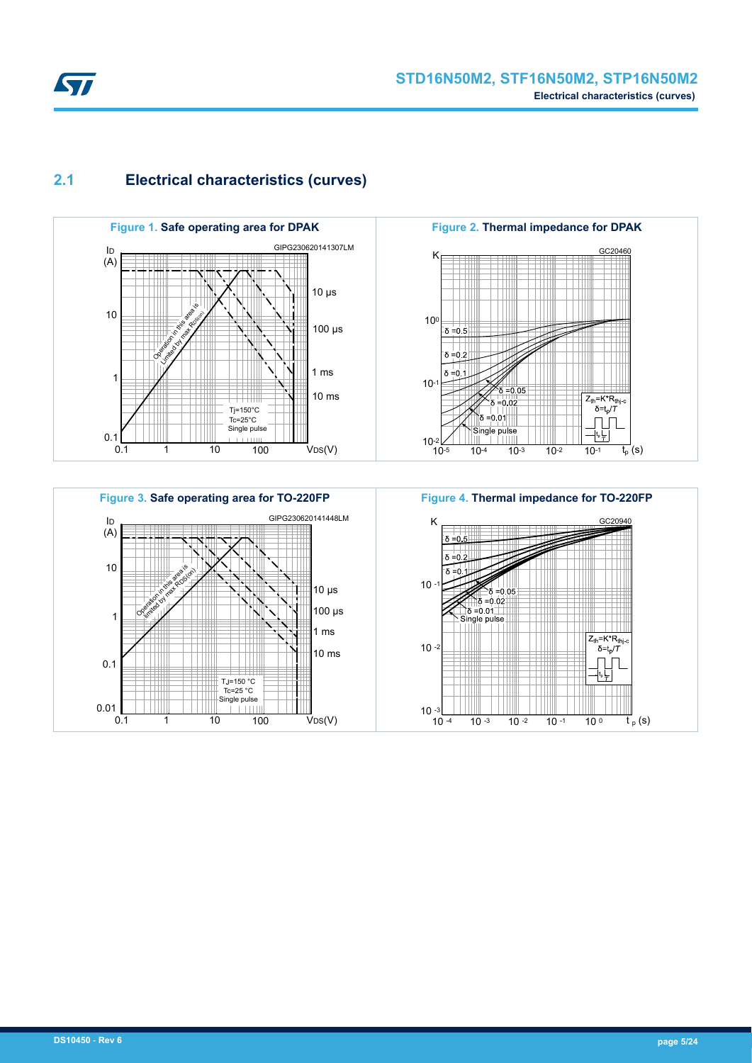## 2.1 Electrical characteristics (curves)

**Figure 1.** Safe operating area for DPAK

**Figure 2.** Thermal impedance for DPAK

**Figure 3.** Safe operating area for TO-220FP

**Figure 4.** Thermal impedance for TO-220FP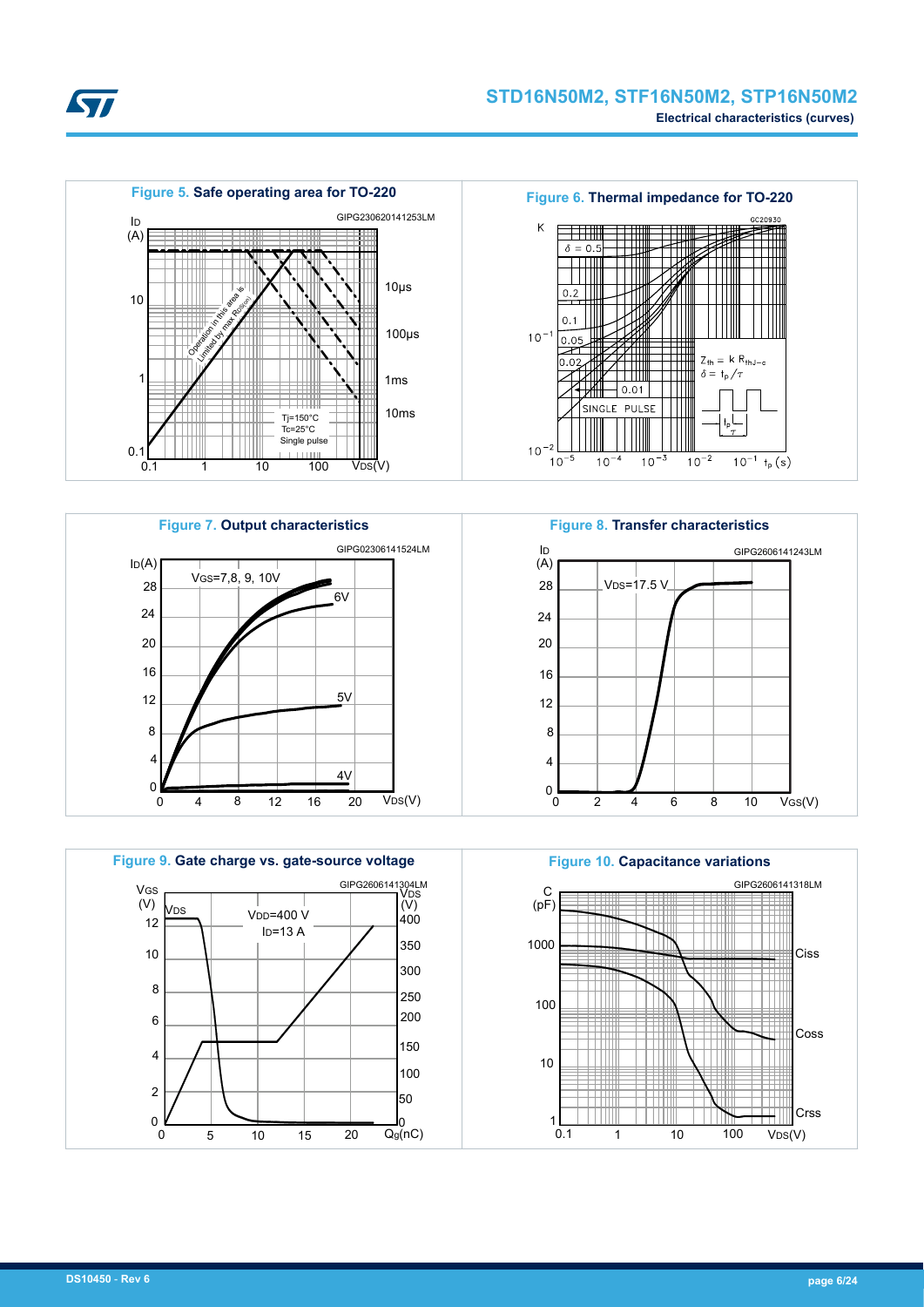**Figure 5.** Safe operating area for TO-220

**Figure 6.** Thermal impedance for TO-220

**Figure 7.** Output characteristics

**Figure 8.** Transfer characteristics

**Figure 9.** Gate charge vs. gate-source voltage

**Figure 10.** Capacitance variations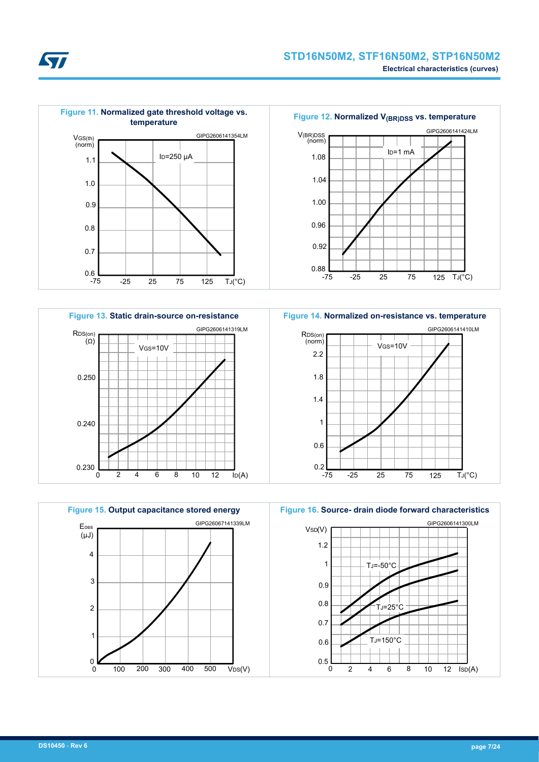Figure 11. Normalized gate threshold voltage vs. temperature

GIPG2606141354LM

Figure 12. Normalized $V_{(BR)DSS}$ vs. temperature

GIPG2606141424LM

Figure 13. Static drain-source on-resistance

GIPG2606141319LM

Figure 14. Normalized on-resistance vs. temperature

GIPG2606141410LM

Figure 15. Output capacitance stored energy

GIPG26067141339LM

Figure 16. Source- drain diode forward characteristics

GIPG2606141300LM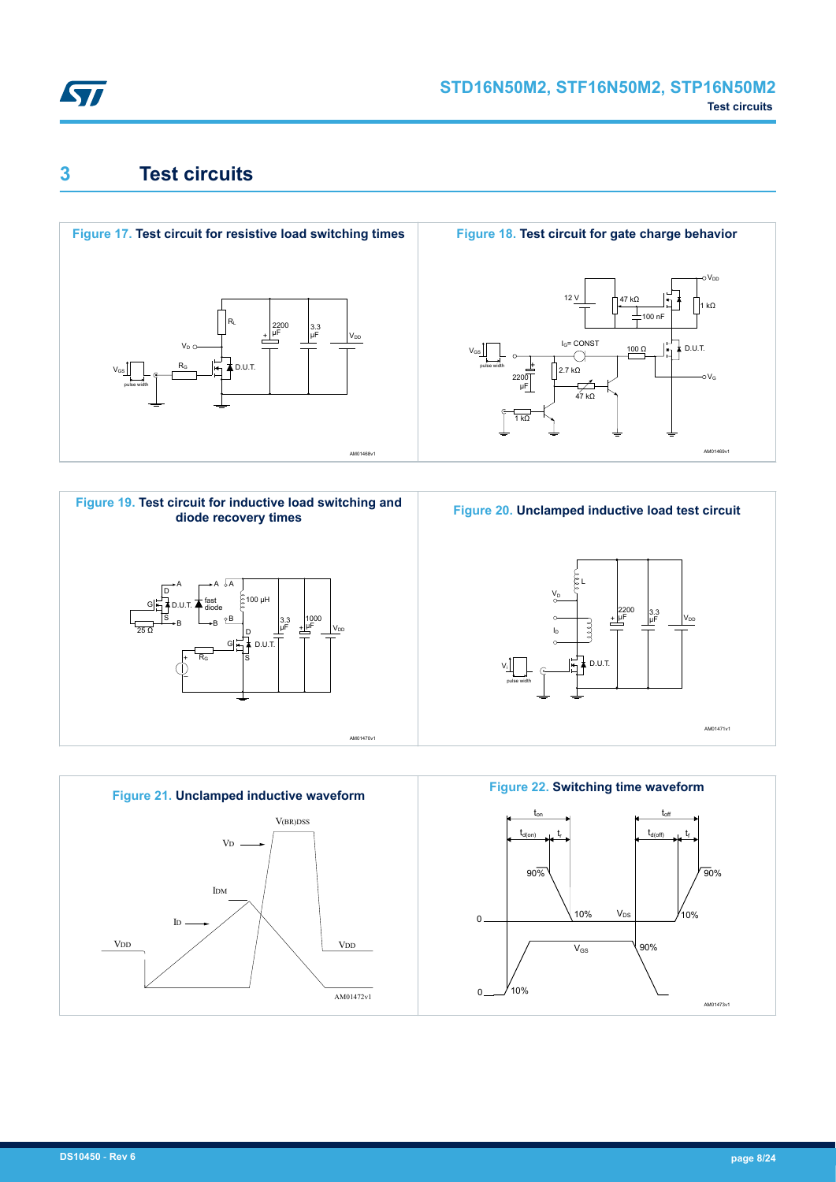# 3 Test circuits

**Figure 17. Test circuit for resistive load switching times**

**Figure 18. Test circuit for gate charge behavior**

**Figure 19. Test circuit for inductive load switching and diode recovery times**

**Figure 20. Unclamped inductive load test circuit**

**Figure 21. Unclamped inductive waveform**

**Figure 22. Switching time waveform**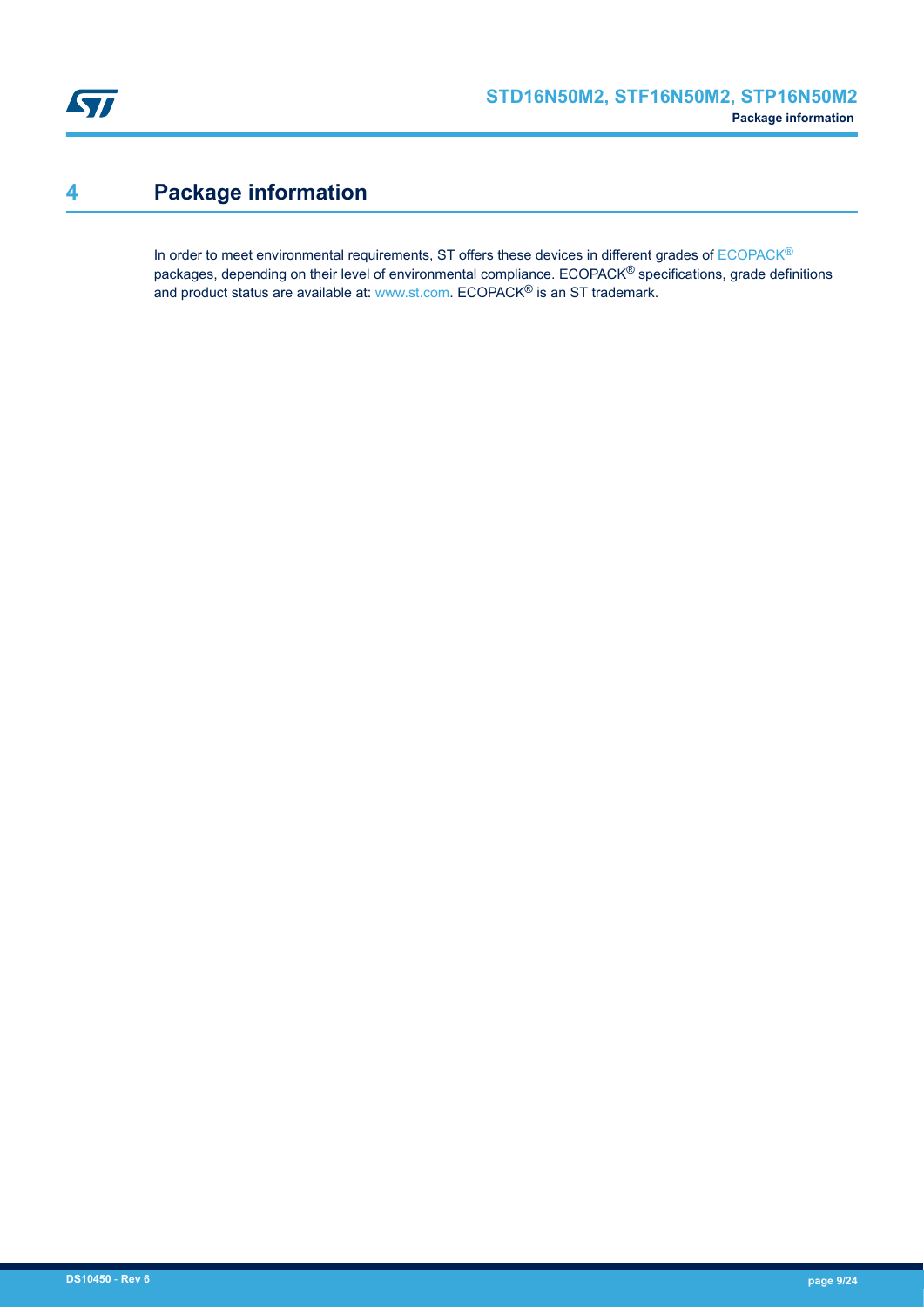# 4 Package information

In order to meet environmental requirements, ST offers these devices in different grades of ECOPACK® packages, depending on their level of environmental compliance. ECOPACK® specifications, grade definitions and product status are available at: www.st.com. ECOPACK® is an ST trademark.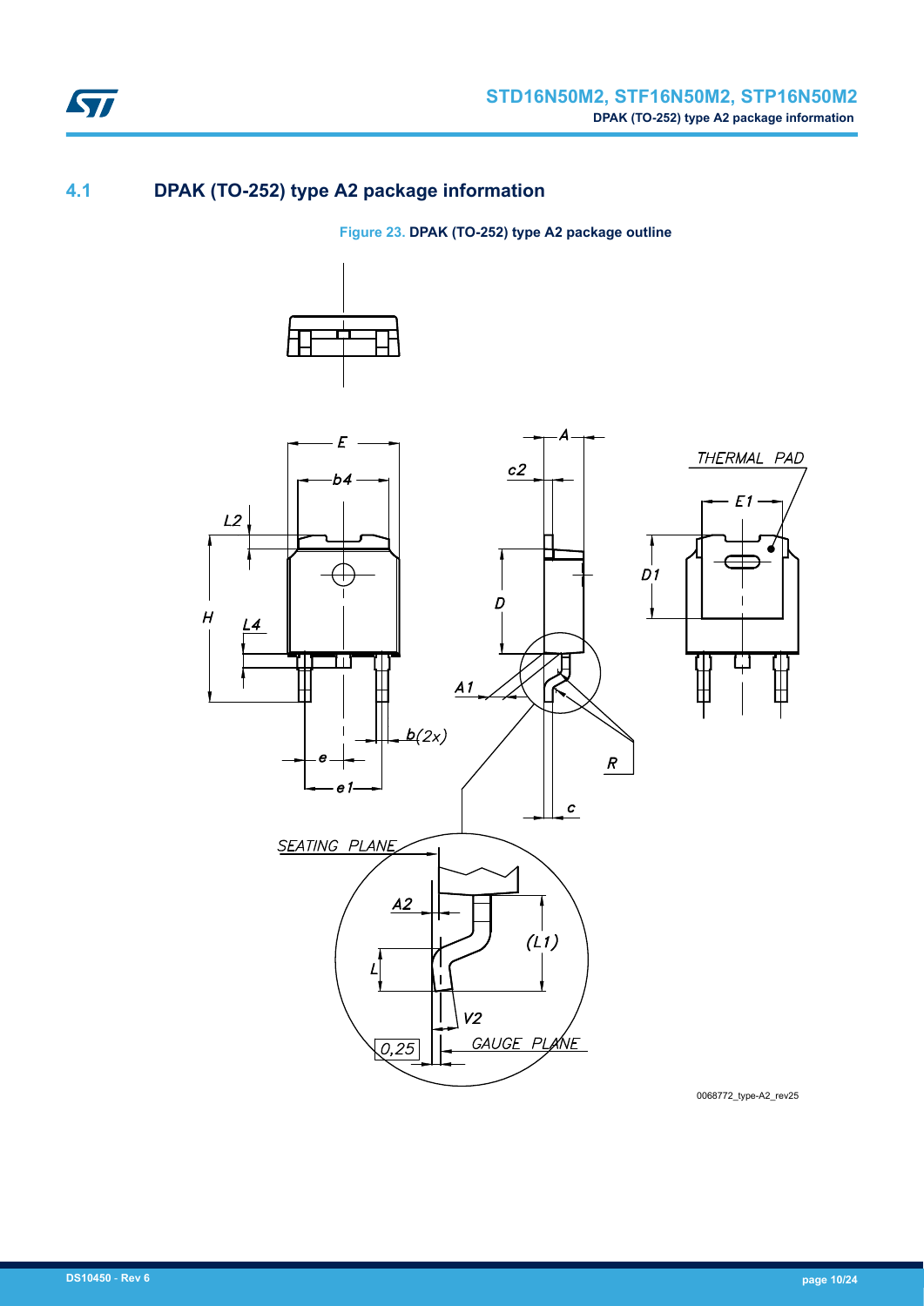## 4.1 DPAK (TO-252) type A2 package information

**Figure 23. DPAK (TO-252) type A2 package outline**

0068772_type-A2_rev25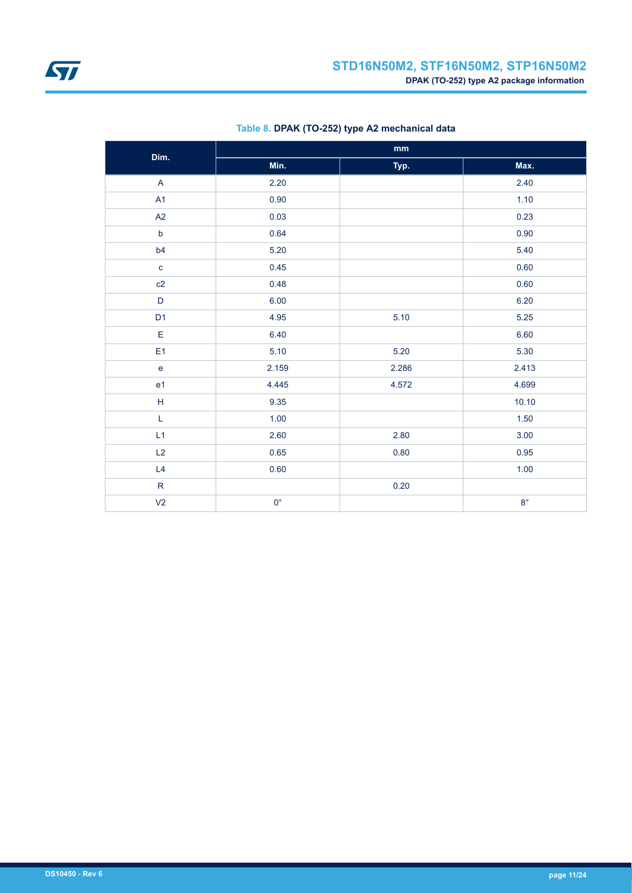**Table 8. DPAK (TO-252) type A2 mechanical data**

| Dim. | mm | | |
|---|---|---|---|
| | Min. | Typ. | Max. |
| A | 2.20 | | 2.40 |
| A1 | 0.90 | | 1.10 |
| A2 | 0.03 | | 0.23 |
| b | 0.64 | | 0.90 |
| b4 | 5.20 | | 5.40 |
| c | 0.45 | | 0.60 |
| c2 | 0.48 | | 0.60 |
| D | 6.00 | | 6.20 |
| D1 | 4.95 | 5.10 | 5.25 |
| E | 6.40 | | 6.60 |
| E1 | 5.10 | 5.20 | 5.30 |
| e | 2.159 | 2.286 | 2.413 |
| e1 | 4.445 | 4.572 | 4.699 |
| H | 9.35 | | 10.10 |
| L | 1.00 | | 1.50 |
| L1 | 2.60 | 2.80 | 3.00 |
| L2 | 0.65 | 0.80 | 0.95 |
| L4 | 0.60 | | 1.00 |
| R | | 0.20 | |
| V2 | 0° | | 8° |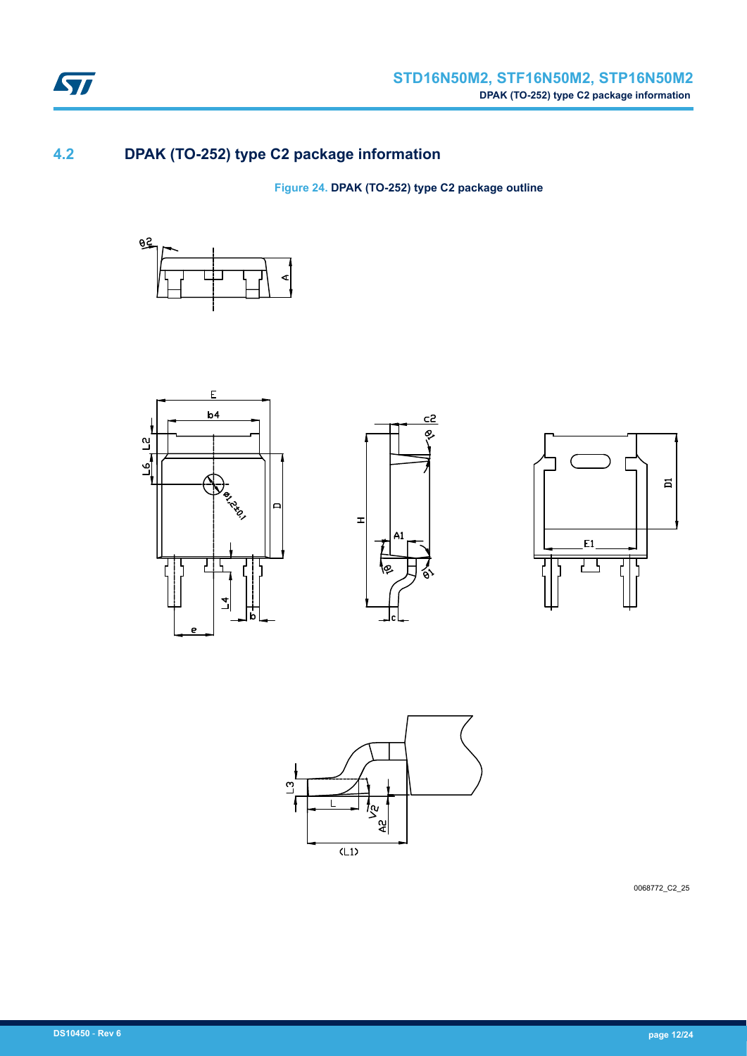## 4.2 DPAK (TO-252) type C2 package information

Figure 24. DPAK (TO-252) type C2 package outline

0068772_C2_25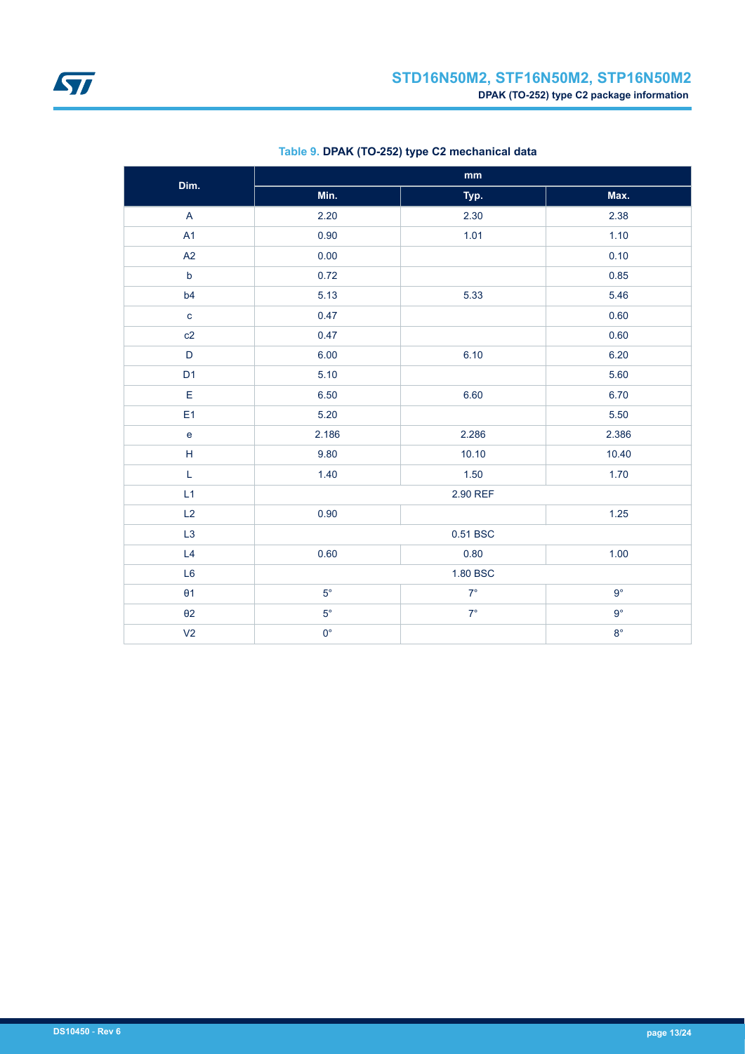**Table 9. DPAK (TO-252) type C2 mechanical data**

| Dim. | mm | | |
|---|---|---|---|
| | Min. | Typ. | Max. |
| A | 2.20 | 2.30 | 2.38 |
| A1 | 0.90 | 1.01 | 1.10 |
| A2 | 0.00 | | 0.10 |
| b | 0.72 | | 0.85 |
| b4 | 5.13 | 5.33 | 5.46 |
| c | 0.47 | | 0.60 |
| c2 | 0.47 | | 0.60 |
| D | 6.00 | 6.10 | 6.20 |
| D1 | 5.10 | | 5.60 |
| E | 6.50 | 6.60 | 6.70 |
| E1 | 5.20 | | 5.50 |
| e | 2.186 | 2.286 | 2.386 |
| H | 9.80 | 10.10 | 10.40 |
| L | 1.40 | 1.50 | 1.70 |
| L1 | | 2.90 REF | |
| L2 | 0.90 | | 1.25 |
| L3 | | 0.51 BSC | |
| L4 | 0.60 | 0.80 | 1.00 |
| L6 | | 1.80 BSC | |
| θ1 | 5° | 7° | 9° |
| θ2 | 5° | 7° | 9° |
| V2 | 0° | | 8° |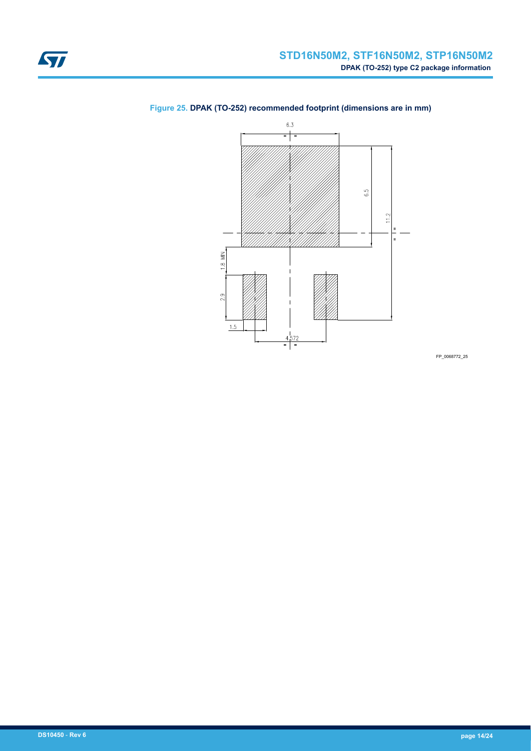Figure 25. DPAK (TO-252) recommended footprint (dimensions are in mm)

FP_0068772_25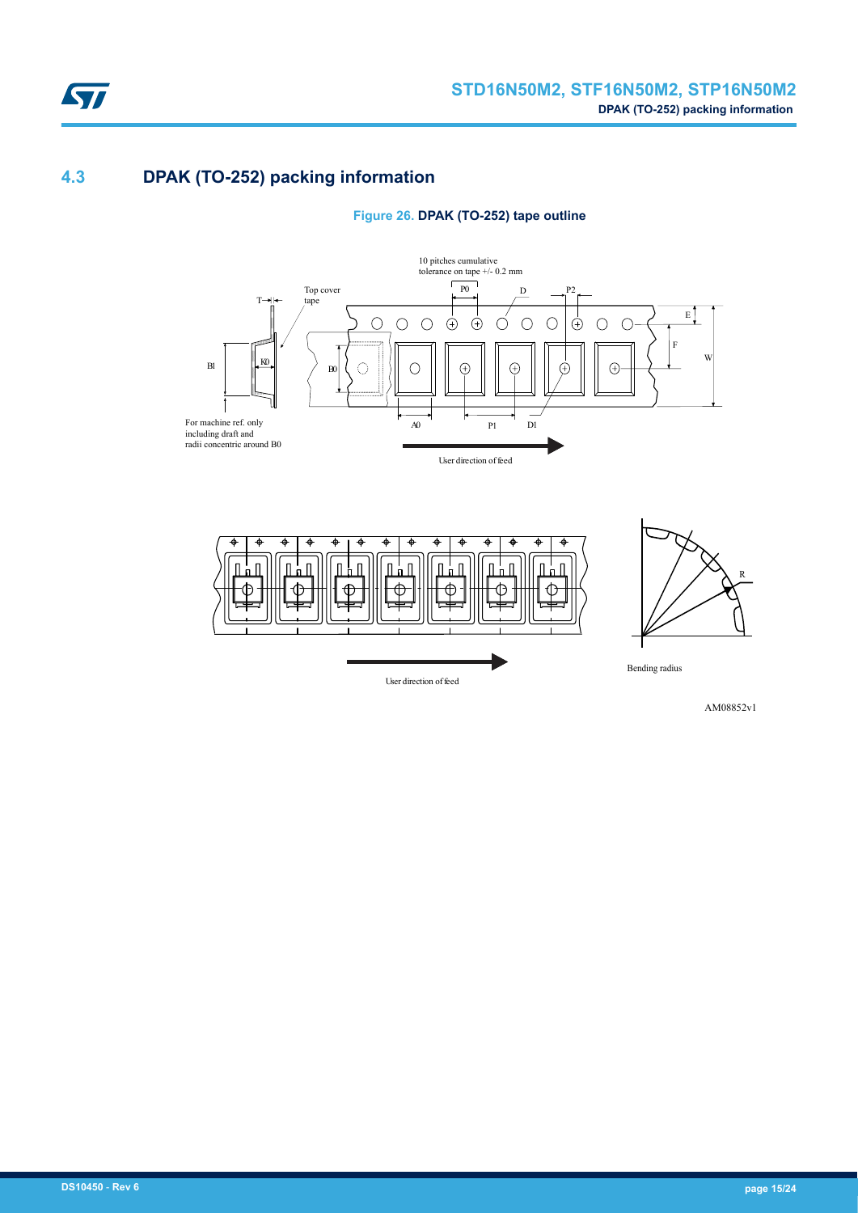## 4.3 DPAK (TO-252) packing information

**Figure 26. DPAK (TO-252) tape outline**

10 pitches cumulative tolerance on tape +/- 0.2 mm

Top cover tape

For machine ref. only including draft and radii concentric around B0

User direction of feed

User direction of feed

Bending radius

AM08852v1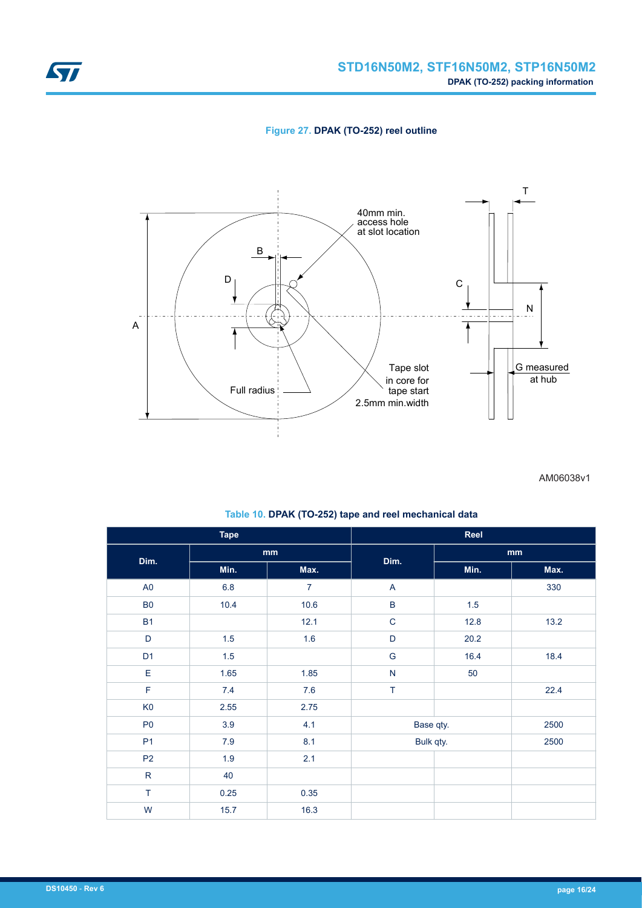**Figure 27. DPAK (TO-252) reel outline**

40mm min. access hole at slot location

Tape slot in core for tape start 2.5mm min.width

Full radius

G measured at hub

AM06038v1

**Table 10. DPAK (TO-252) tape and reel mechanical data**

| Tape | | | Reel | | |
|---|---|---|---|---|---|
| Dim. | mm | | Dim. | mm | |
| | Min. | Max. | | Min. | Max. |
| A0 | 6.8 | 7 | A | | 330 |
| B0 | 10.4 | 10.6 | B | 1.5 | |
| B1 | | 12.1 | C | 12.8 | 13.2 |
| D | 1.5 | 1.6 | D | 20.2 | |
| D1 | 1.5 | | G | 16.4 | 18.4 |
| E | 1.65 | 1.85 | N | 50 | |
| F | 7.4 | 7.6 | T | | 22.4 |
| K0 | 2.55 | 2.75 | | | |
| P0 | 3.9 | 4.1 | Base qty. | | 2500 |
| P1 | 7.9 | 8.1 | Bulk qty. | | 2500 |
| P2 | 1.9 | 2.1 | | | |
| R | 40 | | | | |
| T | 0.25 | 0.35 | | | |
| W | 15.7 | 16.3 | | | |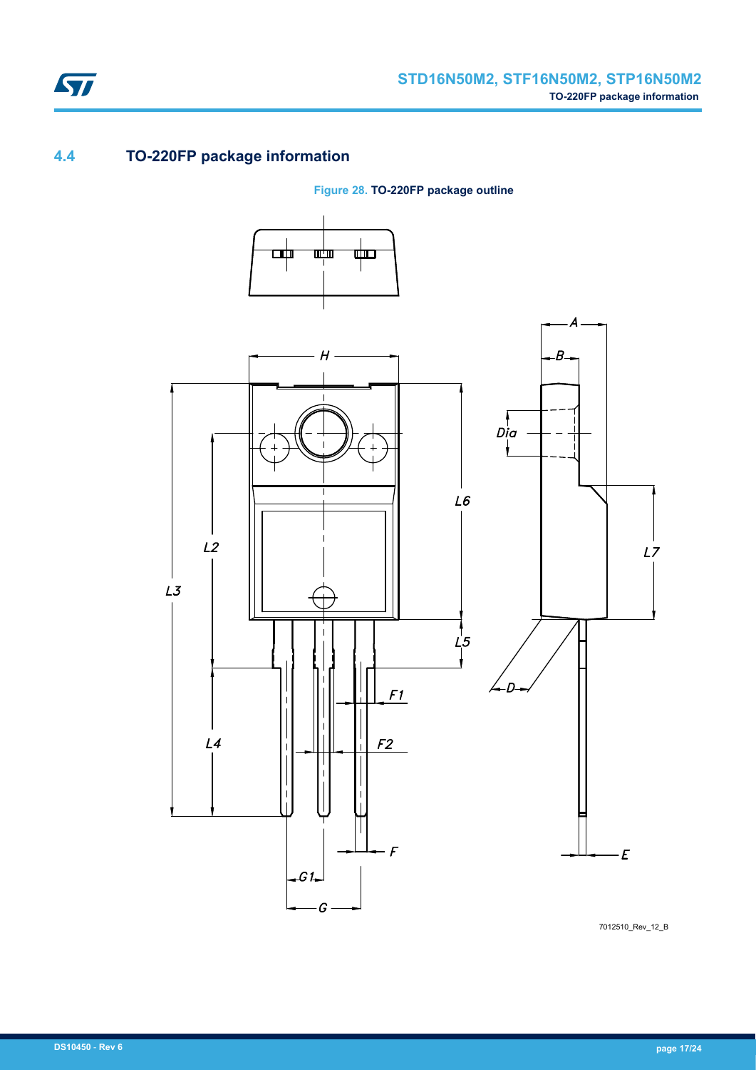## 4.4 TO-220FP package information

Figure 28. TO-220FP package outline

7012510_Rev_12_B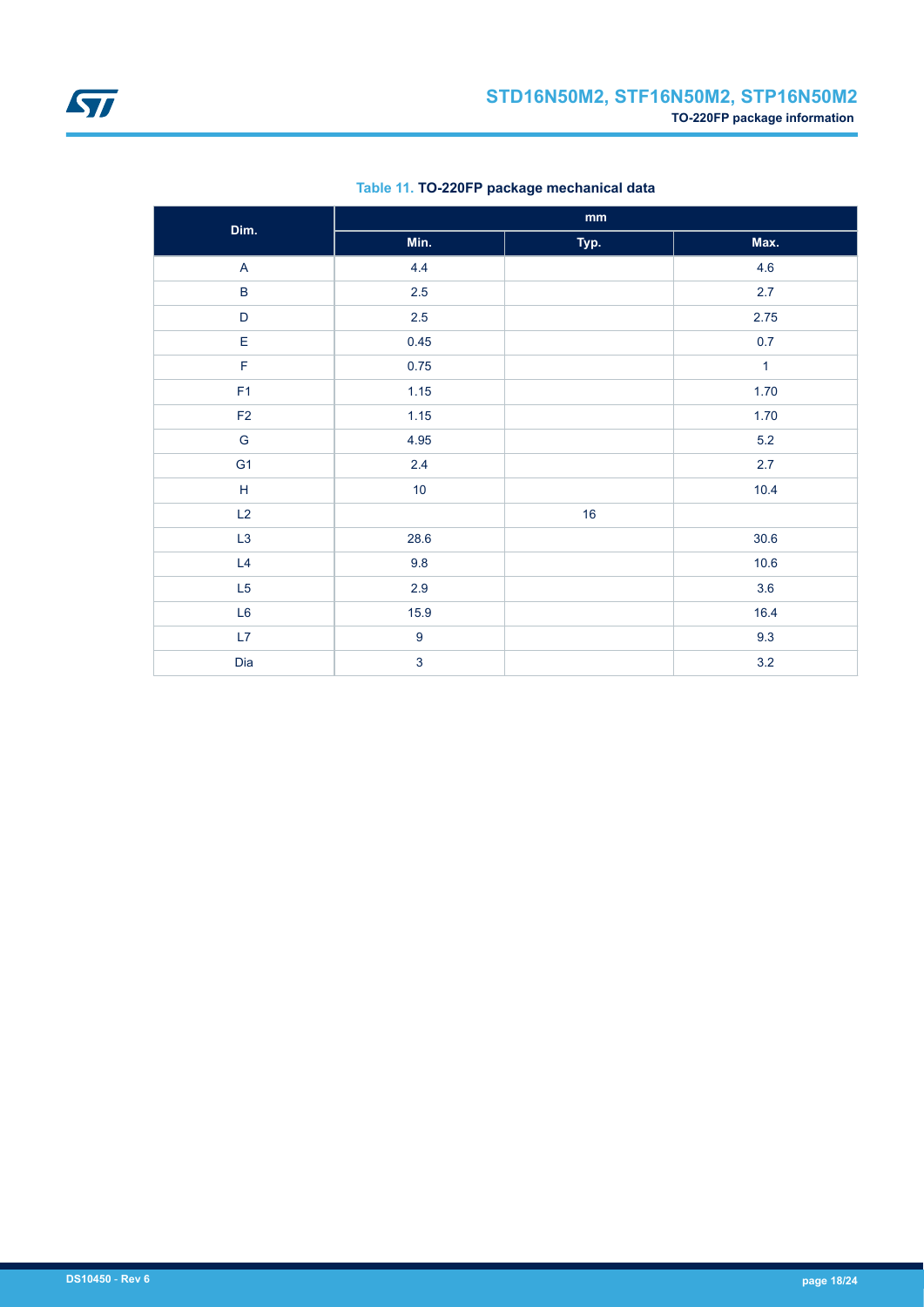**Table 11. TO-220FP package mechanical data**

| Dim. | mm | | |
|---|---|---|---|
| | Min. | Typ. | Max. |
| A | 4.4 | | 4.6 |
| B | 2.5 | | 2.7 |
| D | 2.5 | | 2.75 |
| E | 0.45 | | 0.7 |
| F | 0.75 | | 1 |
| F1 | 1.15 | | 1.70 |
| F2 | 1.15 | | 1.70 |
| G | 4.95 | | 5.2 |
| G1 | 2.4 | | 2.7 |
| H | 10 | | 10.4 |
| L2 | | 16 | |
| L3 | 28.6 | | 30.6 |
| L4 | 9.8 | | 10.6 |
| L5 | 2.9 | | 3.6 |
| L6 | 15.9 | | 16.4 |
| L7 | 9 | | 9.3 |
| Dia | 3 | | 3.2 |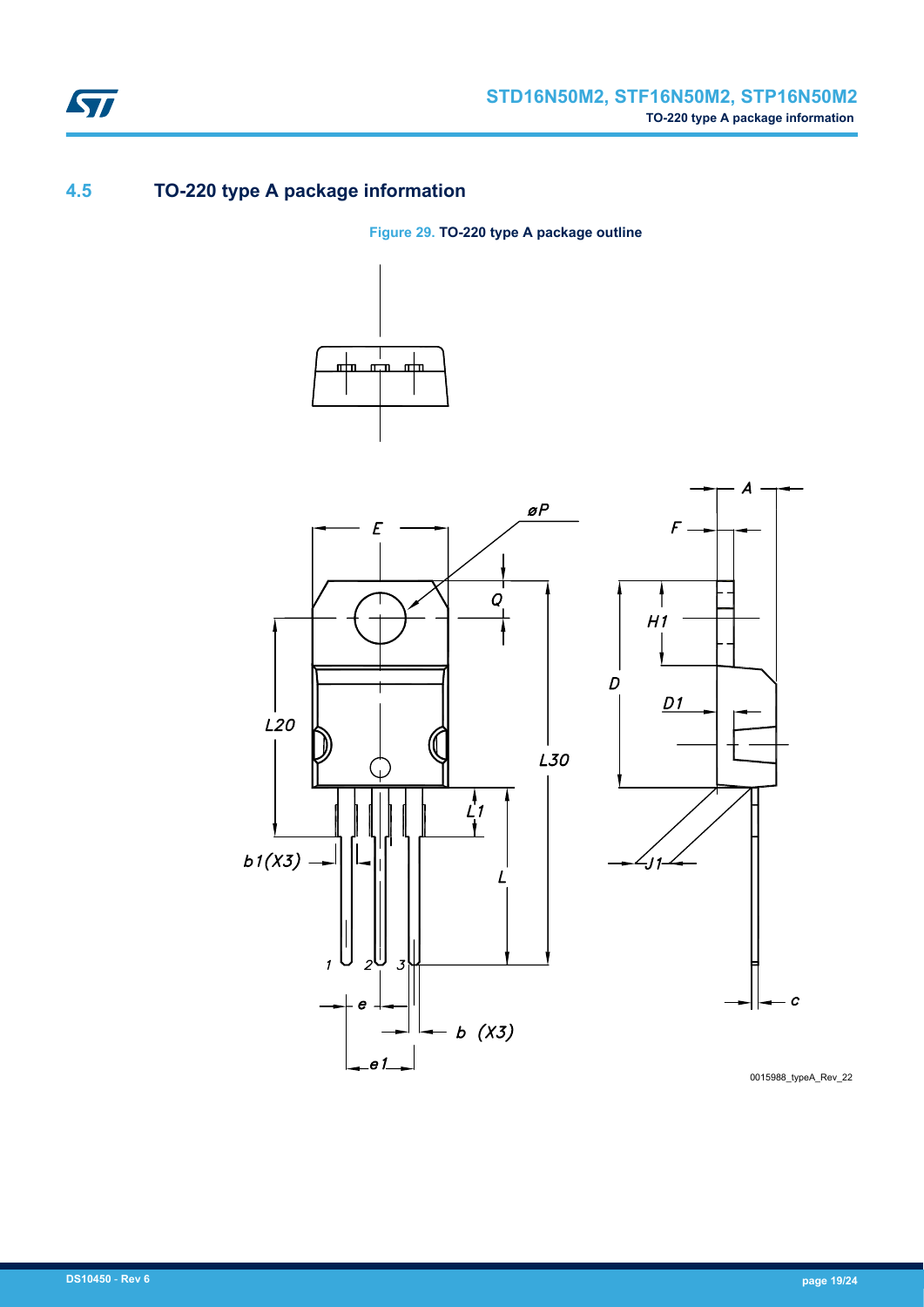## 4.5 TO-220 type A package information

**Figure 29. TO-220 type A package outline**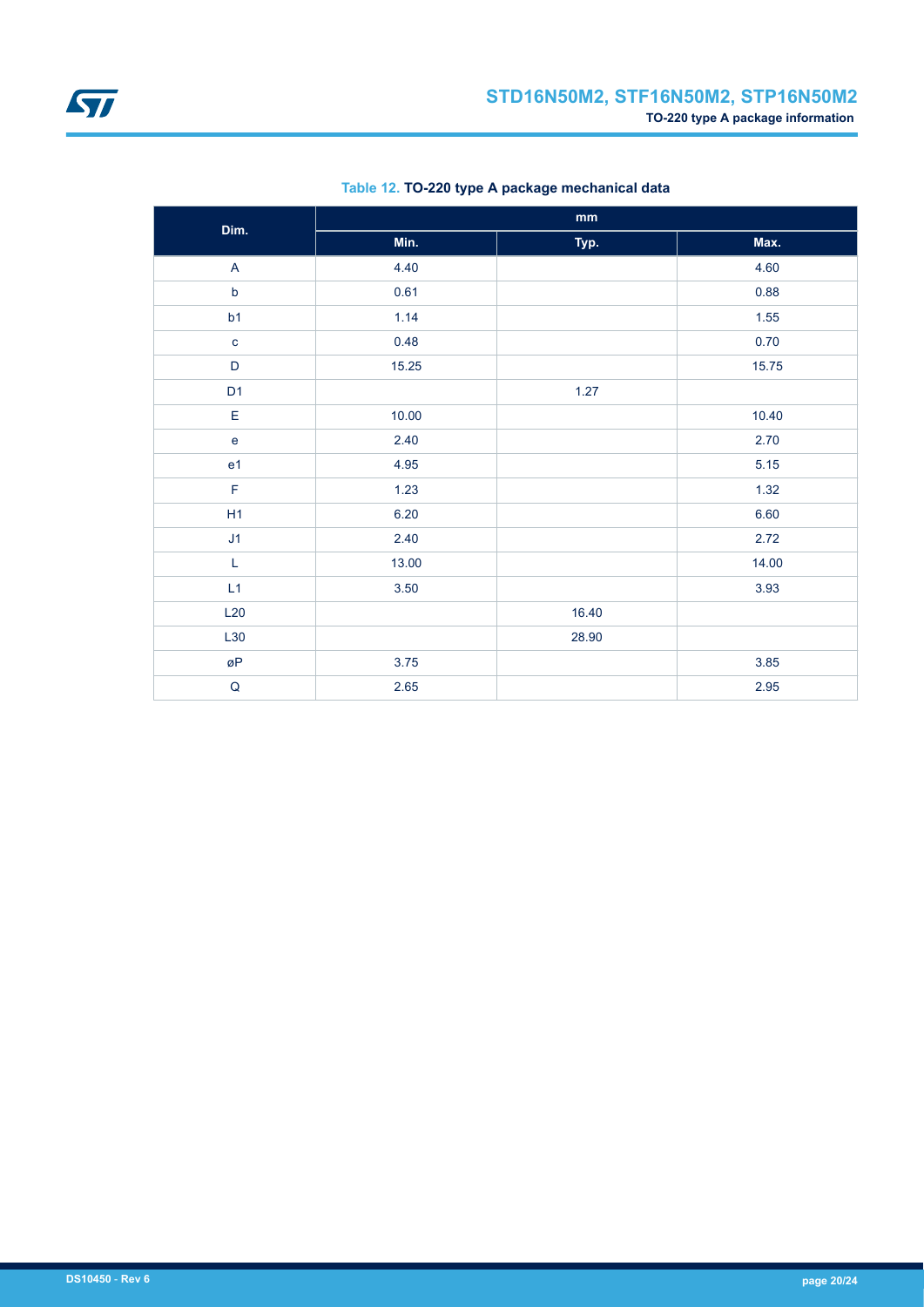Table 12. **TO-220 type A package mechanical data**

| Dim. | mm | | |
|---|---|---|---|
| | Min. | Typ. | Max. |
| A | 4.40 | | 4.60 |
| b | 0.61 | | 0.88 |
| b1 | 1.14 | | 1.55 |
| c | 0.48 | | 0.70 |
| D | 15.25 | | 15.75 |
| D1 | | 1.27 | |
| E | 10.00 | | 10.40 |
| e | 2.40 | | 2.70 |
| e1 | 4.95 | | 5.15 |
| F | 1.23 | | 1.32 |
| H1 | 6.20 | | 6.60 |
| J1 | 2.40 | | 2.72 |
| L | 13.00 | | 14.00 |
| L1 | 3.50 | | 3.93 |
| L20 | | 16.40 | |
| L30 | | 28.90 | |
| øP | 3.75 | | 3.85 |
| Q | 2.65 | | 2.95 |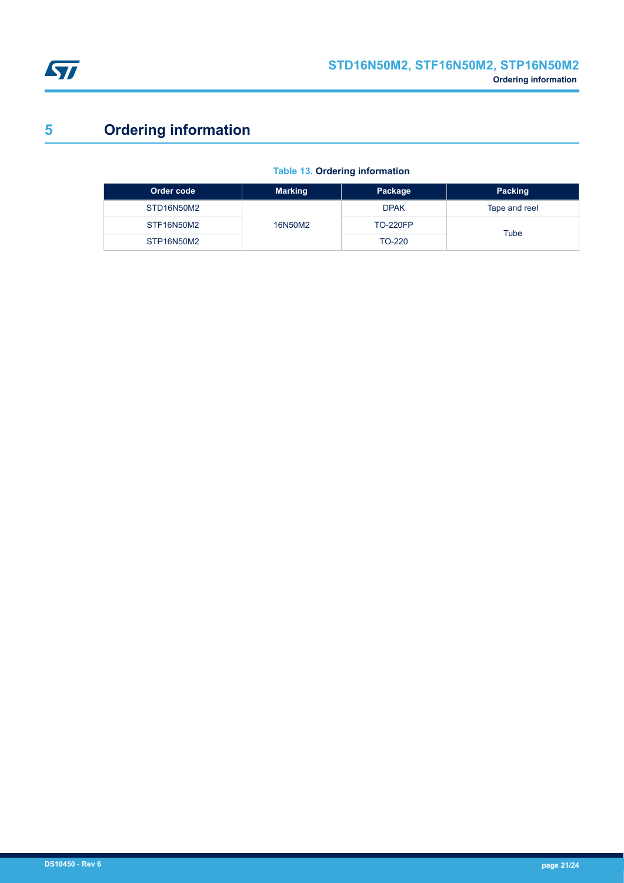# 5 Ordering information

**Table 13. Ordering information**

| Order code | Marking | Package | Packing |
|---|---|---|---|
| STD16N50M2 | 16N50M2 | DPAK | Tape and reel |
| STF16N50M2 | | TO-220FP | Tube |
| STP16N50M2 | | TO-220 | |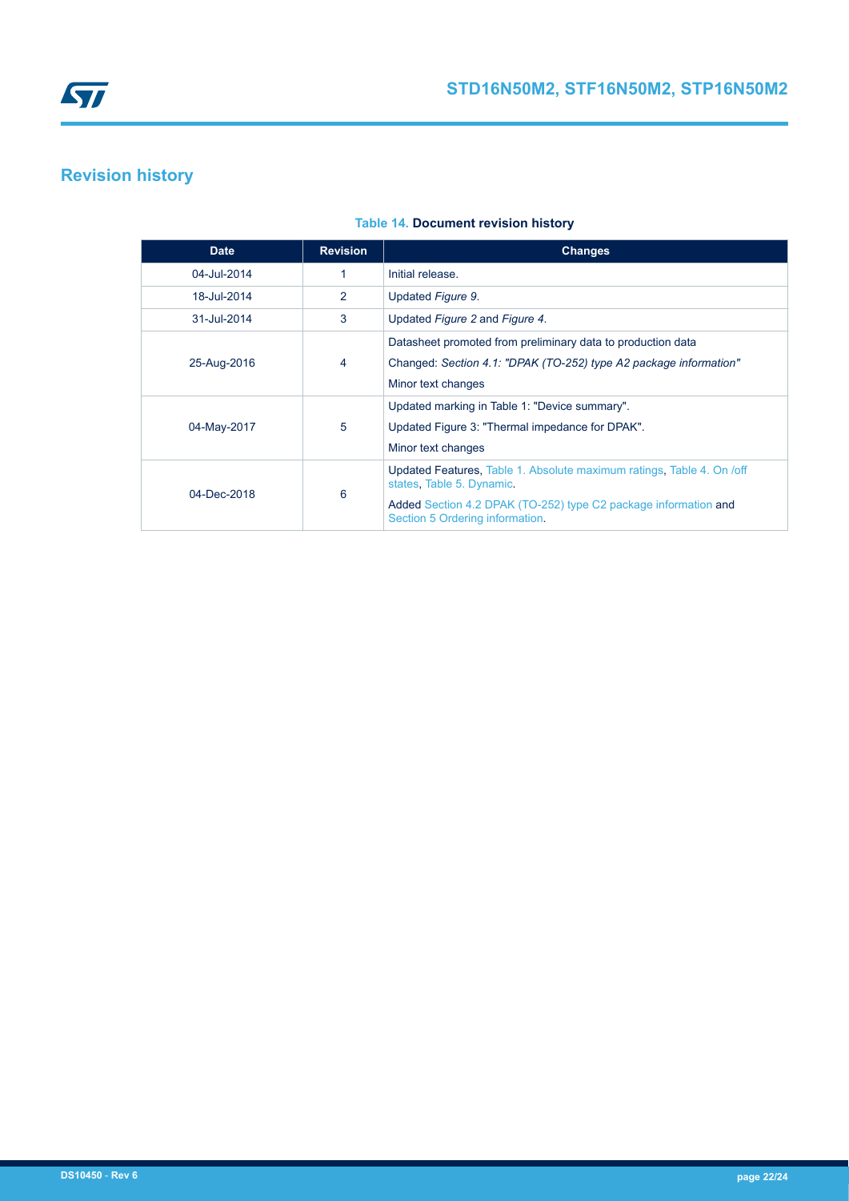# Revision history

**Table 14. Document revision history**

| Date | Revision | Changes |
| --- | --- | --- |
| 04-Jul-2014 | 1 | Initial release. |
| 18-Jul-2014 | 2 | Updated *Figure 9*. |
| 31-Jul-2014 | 3 | Updated *Figure 2* and *Figure 4*. |
| 25-Aug-2016 | 4 | Datasheet promoted from preliminary data to production data<br>Changed: *Section 4.1: "DPAK (TO-252) type A2 package information"*<br>Minor text changes |
| 04-May-2017 | 5 | Updated marking in Table 1: "Device summary".<br>Updated Figure 3: "Thermal impedance for DPAK".<br>Minor text changes |
| 04-Dec-2018 | 6 | Updated Features, Table 1. Absolute maximum ratings, Table 4. On /off states, Table 5. Dynamic.<br>Added Section 4.2 DPAK (TO-252) type C2 package information and Section 5 Ordering information. |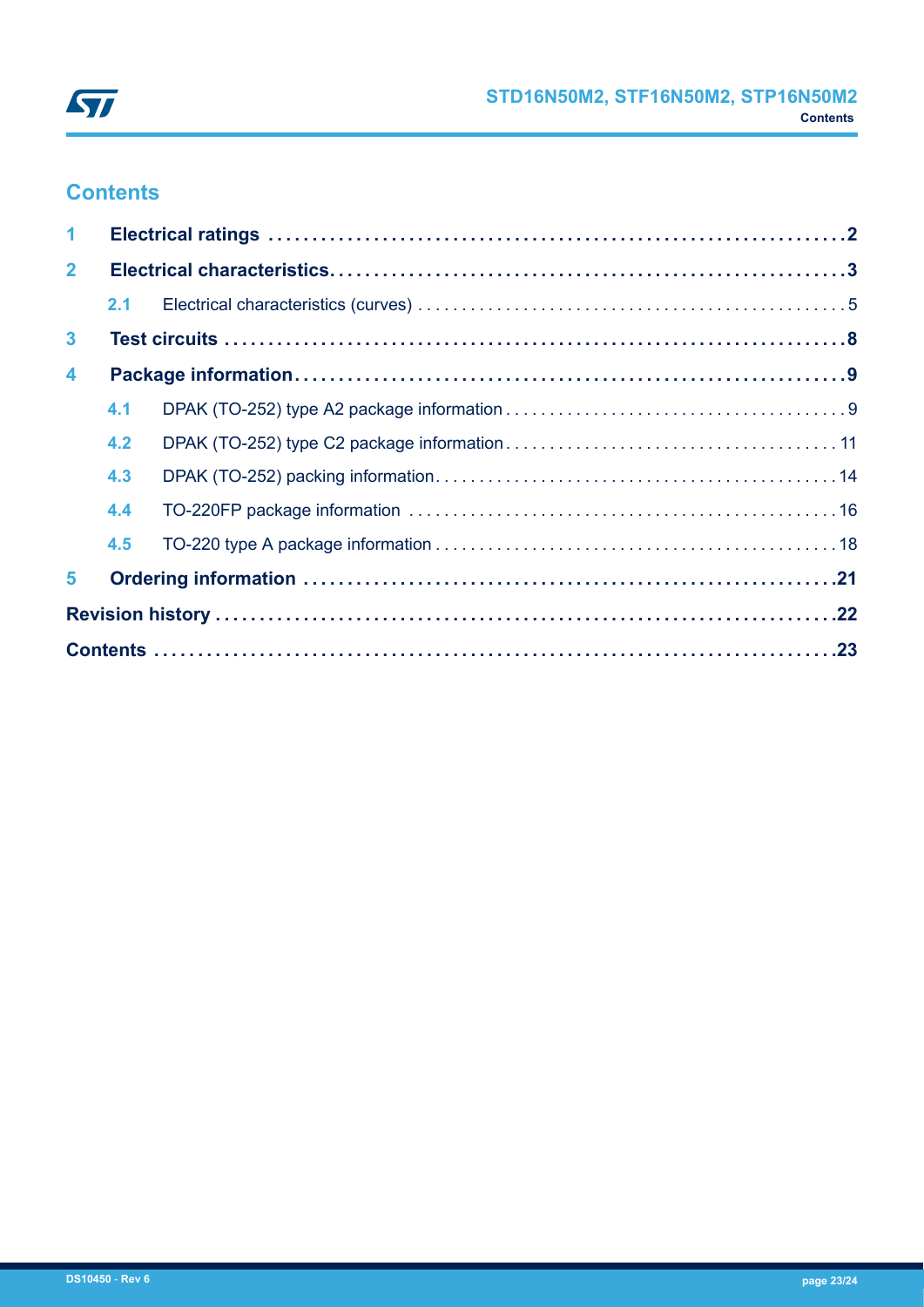# Contents

**1 Electrical ratings** ..... **2**

**2 Electrical characteristics** ..... **3**

- 2.1 Electrical characteristics (curves) ..... 5

**3 Test circuits** ..... **8**

**4 Package information** ..... **9**

- 4.1 DPAK (TO-252) type A2 package information ..... 9
- 4.2 DPAK (TO-252) type C2 package information ..... 11
- 4.3 DPAK (TO-252) packing information ..... 14
- 4.4 TO-220FP package information ..... 16
- 4.5 TO-220 type A package information ..... 18

**5 Ordering information** ..... **21**

**Revision history** ..... **22**

**Contents** ..... **23**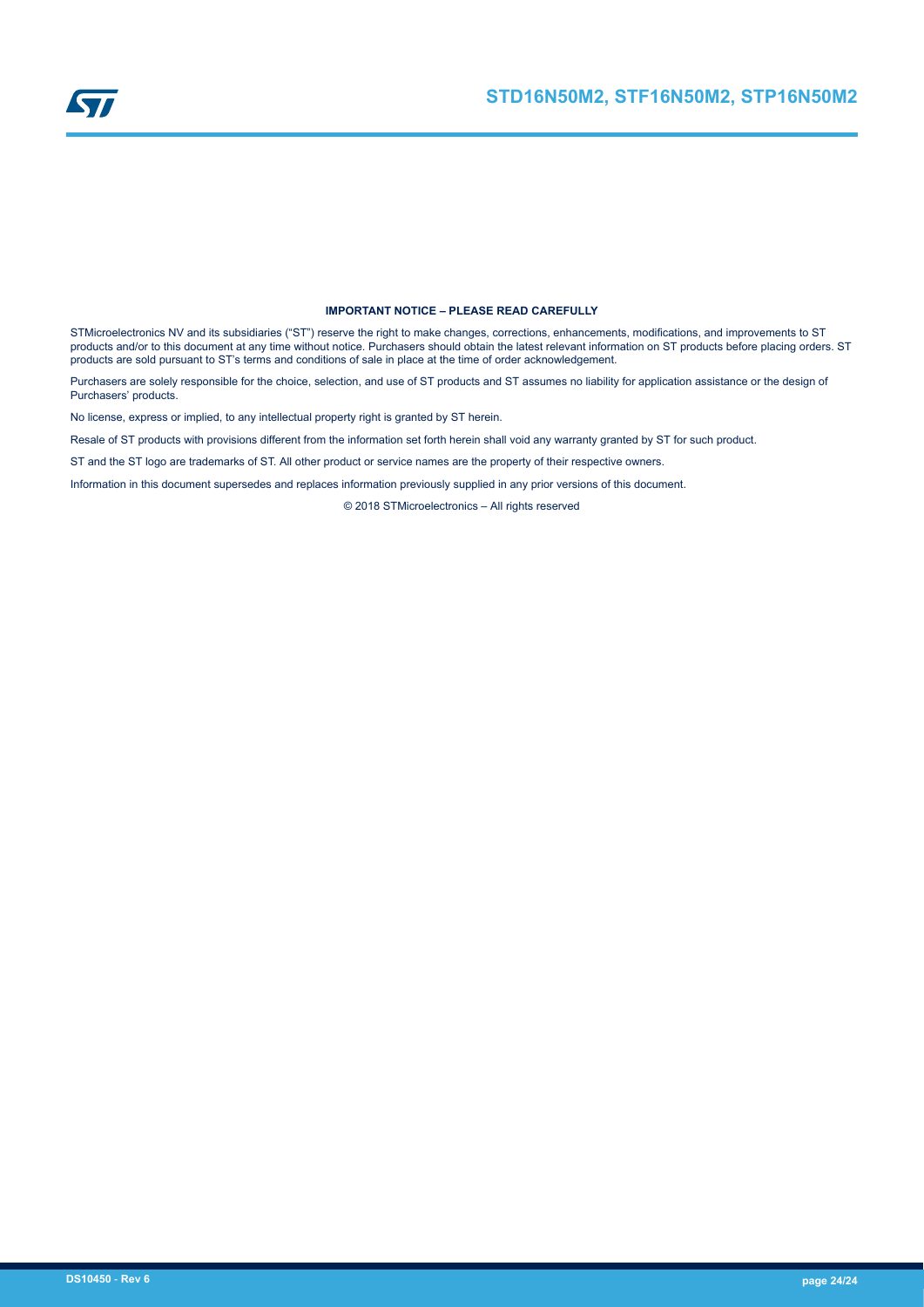**IMPORTANT NOTICE – PLEASE READ CAREFULLY**

STMicroelectronics NV and its subsidiaries ("ST") reserve the right to make changes, corrections, enhancements, modifications, and improvements to ST products and/or to this document at any time without notice. Purchasers should obtain the latest relevant information on ST products before placing orders. ST products are sold pursuant to ST's terms and conditions of sale in place at the time of order acknowledgement.

Purchasers are solely responsible for the choice, selection, and use of ST products and ST assumes no liability for application assistance or the design of Purchasers' products.

No license, express or implied, to any intellectual property right is granted by ST herein.

Resale of ST products with provisions different from the information set forth herein shall void any warranty granted by ST for such product.

ST and the ST logo are trademarks of ST. All other product or service names are the property of their respective owners.

Information in this document supersedes and replaces information previously supplied in any prior versions of this document.

© 2018 STMicroelectronics – All rights reserved